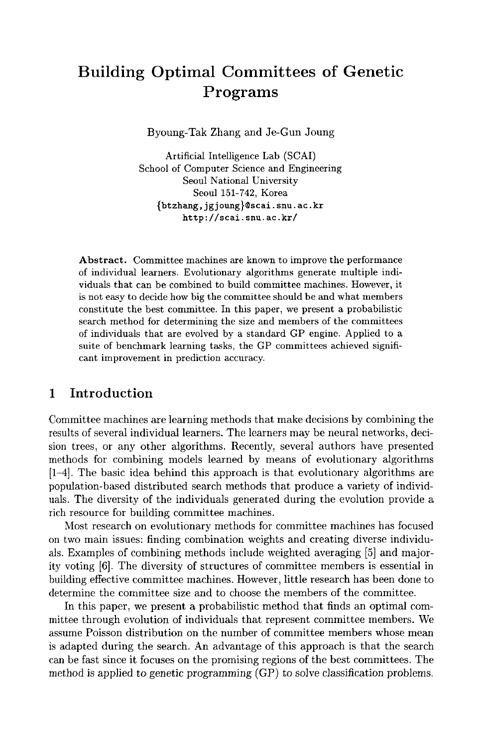# Building Optimal Committees of Genetic Programs

Byoung-Tak Zhang and Je-Gun Joung

Artificial Intelligence Lab (SCAI)
School of Computer Science and Engineering
Seoul National University
Seoul 151-742, Korea
{btzhang,jgjoung}@scai.snu.ac.kr
http://scai.snu.ac.kr/

**Abstract.** Committee machines are known to improve the performance of individual learners. Evolutionary algorithms generate multiple individuals that can be combined to build committee machines. However, it is not easy to decide how big the committee should be and what members constitute the best committee. In this paper, we present a probabilistic search method for determining the size and members of the committees of individuals that are evolved by a standard GP engine. Applied to a suite of benchmark learning tasks, the GP committees achieved significant improvement in prediction accuracy.

## 1 Introduction

Committee machines are learning methods that make decisions by combining the results of several individual learners. The learners may be neural networks, decision trees, or any other algorithms. Recently, several authors have presented methods for combining models learned by means of evolutionary algorithms [1–4]. The basic idea behind this approach is that evolutionary algorithms are population-based distributed search methods that produce a variety of individuals. The diversity of the individuals generated during the evolution provide a rich resource for building committee machines.

Most research on evolutionary methods for committee machines has focused on two main issues: finding combination weights and creating diverse individuals. Examples of combining methods include weighted averaging [5] and majority voting [6]. The diversity of structures of committee members is essential in building effective committee machines. However, little research has been done to determine the committee size and to choose the members of the committee.

In this paper, we present a probabilistic method that finds an optimal committee through evolution of individuals that represent committee members. We assume Poisson distribution on the number of committee members whose mean is adapted during the search. An advantage of this approach is that the search can be fast since it focuses on the promising regions of the best committees. The method is applied to genetic programming (GP) to solve classification problems.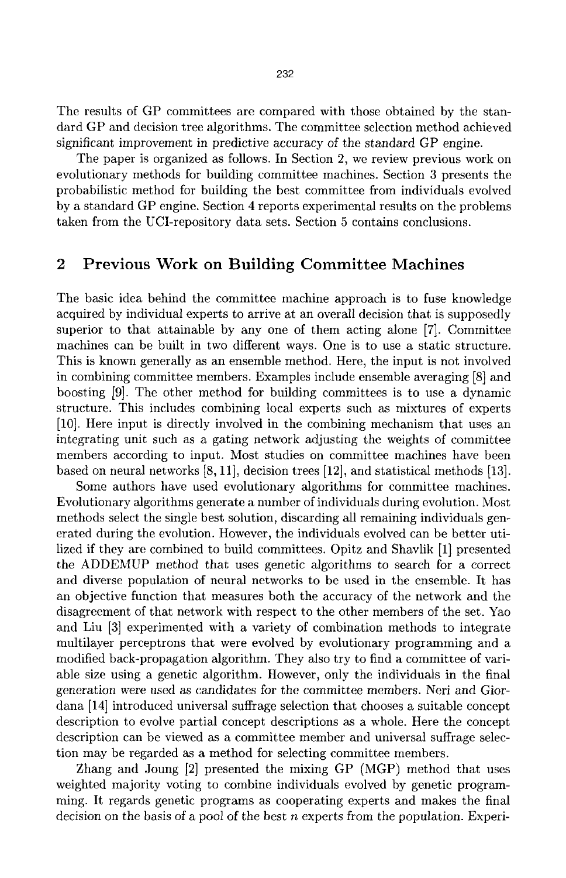The results of GP committees are compared with those obtained by the standard GP and decision tree algorithms. The committee selection method achieved significant improvement in predictive accuracy of the standard GP engine.

The paper is organized as follows. In Section 2, we review previous work on evolutionary methods for building committee machines. Section 3 presents the probabilistic method for building the best committee from individuals evolved by a standard GP engine. Section 4 reports experimental results on the problems taken from the UCI-repository data sets. Section 5 contains conclusions.

## 2 Previous Work on Building Committee Machines

The basic idea behind the committee machine approach is to fuse knowledge acquired by individual experts to arrive at an overall decision that is supposedly superior to that attainable by any one of them acting alone [7]. Committee machines can be built in two different ways. One is to use a static structure. This is known generally as an ensemble method. Here, the input is not involved in combining committee members. Examples include ensemble averaging [8] and boosting [9]. The other method for building committees is to use a dynamic structure. This includes combining local experts such as mixtures of experts [10]. Here input is directly involved in the combining mechanism that uses an integrating unit such as a gating network adjusting the weights of committee members according to input. Most studies on committee machines have been based on neural networks [8, 11], decision trees [12], and statistical methods [13].

Some authors have used evolutionary algorithms for committee machines. Evolutionary algorithms generate a number of individuals during evolution. Most methods select the single best solution, discarding all remaining individuals generated during the evolution. However, the individuals evolved can be better utilized if they are combined to build committees. Opitz and Shavlik [1] presented the ADDEMUP method that uses genetic algorithms to search for a correct and diverse population of neural networks to be used in the ensemble. It has an objective function that measures both the accuracy of the network and the disagreement of that network with respect to the other members of the set. Yao and Liu [3] experimented with a variety of combination methods to integrate multilayer perceptrons that were evolved by evolutionary programming and a modified back-propagation algorithm. They also try to find a committee of variable size using a genetic algorithm. However, only the individuals in the final generation were used as candidates for the committee members. Neri and Giordana [14] introduced universal suffrage selection that chooses a suitable concept description to evolve partial concept descriptions as a whole. Here the concept description can be viewed as a committee member and universal suffrage selection may be regarded as a method for selecting committee members.

Zhang and Joung [2] presented the mixing GP (MGP) method that uses weighted majority voting to combine individuals evolved by genetic programming. It regards genetic programs as cooperating experts and makes the final decision on the basis of a pool of the best $n$ experts from the population. Experi-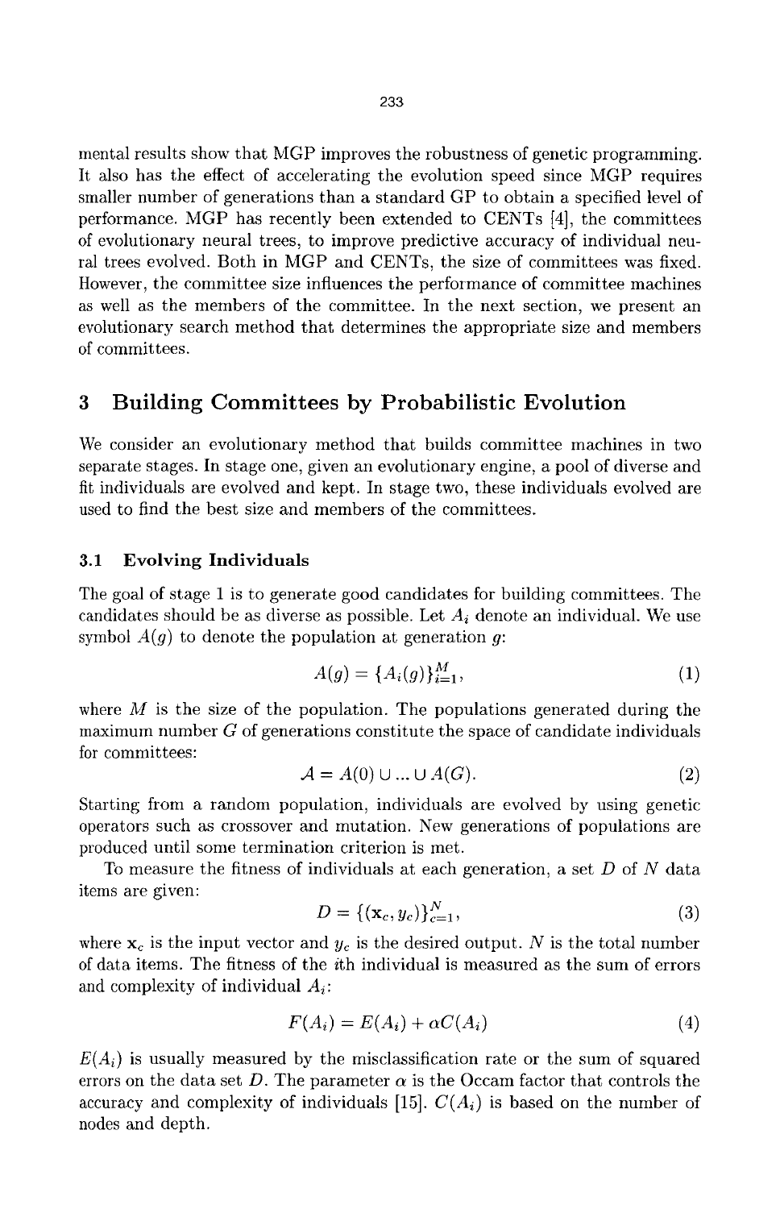mental results show that MGP improves the robustness of genetic programming. It also has the effect of accelerating the evolution speed since MGP requires smaller number of generations than a standard GP to obtain a specified level of performance. MGP has recently been extended to CENTs [4], the committees of evolutionary neural trees, to improve predictive accuracy of individual neural trees evolved. Both in MGP and CENTs, the size of committees was fixed. However, the committee size influences the performance of committee machines as well as the members of the committee. In the next section, we present an evolutionary search method that determines the appropriate size and members of committees.

## 3 Building Committees by Probabilistic Evolution

We consider an evolutionary method that builds committee machines in two separate stages. In stage one, given an evolutionary engine, a pool of diverse and fit individuals are evolved and kept. In stage two, these individuals evolved are used to find the best size and members of the committees.

### 3.1 Evolving Individuals

The goal of stage 1 is to generate good candidates for building committees. The candidates should be as diverse as possible. Let $A_i$ denote an individual. We use symbol $A(g)$ to denote the population at generation $g$:

$$A(g) = \{A_i(g)\}_{i=1}^{M}, \tag{1}$$

where $M$ is the size of the population. The populations generated during the maximum number $G$ of generations constitute the space of candidate individuals for committees:

$$\mathcal{A} = A(0) \cup \ldots \cup A(G). \tag{2}$$

Starting from a random population, individuals are evolved by using genetic operators such as crossover and mutation. New generations of populations are produced until some termination criterion is met.

To measure the fitness of individuals at each generation, a set $D$ of $N$ data items are given:

$$D = \{(\mathbf{x}_c, y_c)\}_{c=1}^{N}, \tag{3}$$

where $\mathbf{x}_c$ is the input vector and $y_c$ is the desired output. $N$ is the total number of data items. The fitness of the $i$th individual is measured as the sum of errors and complexity of individual $A_i$:

$$F(A_i) = E(A_i) + \alpha C(A_i) \tag{4}$$

$E(A_i)$ is usually measured by the misclassification rate or the sum of squared errors on the data set $D$. The parameter $\alpha$ is the Occam factor that controls the accuracy and complexity of individuals [15]. $C(A_i)$ is based on the number of nodes and depth.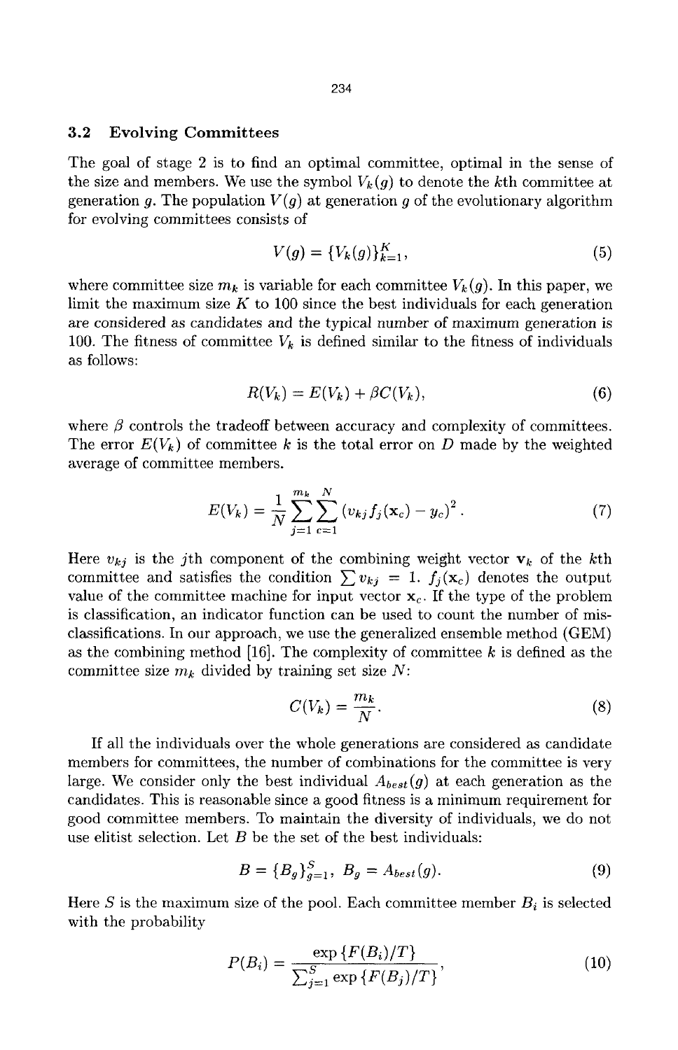### 3.2 Evolving Committees

The goal of stage 2 is to find an optimal committee, optimal in the sense of the size and members. We use the symbol $V_k(g)$ to denote the $k$th committee at generation $g$. The population $V(g)$ at generation $g$ of the evolutionary algorithm for evolving committees consists of

$$V(g) = \{V_k(g)\}_{k=1}^{K}, \tag{5}$$

where committee size $m_k$ is variable for each committee $V_k(g)$. In this paper, we limit the maximum size $K$ to 100 since the best individuals for each generation are considered as candidates and the typical number of maximum generation is 100. The fitness of committee $V_k$ is defined similar to the fitness of individuals as follows:

$$R(V_k) = E(V_k) + \beta C(V_k), \tag{6}$$

where $\beta$ controls the tradeoff between accuracy and complexity of committees. The error $E(V_k)$ of committee $k$ is the total error on $D$ made by the weighted average of committee members.

$$E(V_k) = \frac{1}{N} \sum_{j=1}^{m_k} \sum_{c=1}^{N} \left(v_{kj} f_j(\mathbf{x}_c) - y_c\right)^2. \tag{7}$$

Here $v_{kj}$ is the $j$th component of the combining weight vector $\mathbf{v}_k$ of the $k$th committee and satisfies the condition $\sum v_{kj} = 1$. $f_j(\mathbf{x}_c)$ denotes the output value of the committee machine for input vector $\mathbf{x}_c$. If the type of the problem is classification, an indicator function can be used to count the number of misclassifications. In our approach, we use the generalized ensemble method (GEM) as the combining method [16]. The complexity of committee $k$ is defined as the committee size $m_k$ divided by training set size $N$:

$$C(V_k) = \frac{m_k}{N}. \tag{8}$$

If all the individuals over the whole generations are considered as candidate members for committees, the number of combinations for the committee is very large. We consider only the best individual $A_{best}(g)$ at each generation as the candidates. This is reasonable since a good fitness is a minimum requirement for good committee members. To maintain the diversity of individuals, we do not use elitist selection. Let $B$ be the set of the best individuals:

$$B = \{B_g\}_{g=1}^{S}, \; B_g = A_{best}(g). \tag{9}$$

Here $S$ is the maximum size of the pool. Each committee member $B_i$ is selected with the probability

$$P(B_i) = \frac{\exp\{F(B_i)/T\}}{\sum_{j=1}^{S} \exp\{F(B_j)/T\}}, \tag{10}$$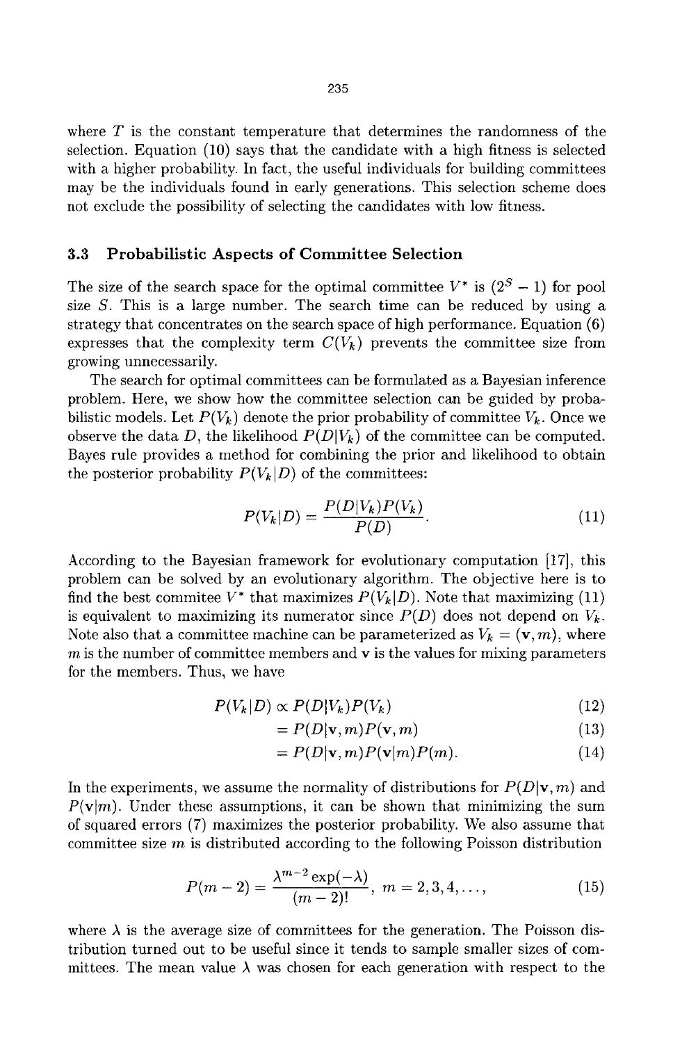where $T$ is the constant temperature that determines the randomness of the selection. Equation (10) says that the candidate with a high fitness is selected with a higher probability. In fact, the useful individuals for building committees may be the individuals found in early generations. This selection scheme does not exclude the possibility of selecting the candidates with low fitness.

### 3.3 Probabilistic Aspects of Committee Selection

The size of the search space for the optimal committee $V^*$ is $(2^S - 1)$ for pool size $S$. This is a large number. The search time can be reduced by using a strategy that concentrates on the search space of high performance. Equation (6) expresses that the complexity term $C(V_k)$ prevents the committee size from growing unnecessarily.

The search for optimal committees can be formulated as a Bayesian inference problem. Here, we show how the committee selection can be guided by probabilistic models. Let $P(V_k)$ denote the prior probability of committee $V_k$. Once we observe the data $D$, the likelihood $P(D|V_k)$ of the committee can be computed. Bayes rule provides a method for combining the prior and likelihood to obtain the posterior probability $P(V_k|D)$ of the committees:

$$P(V_k|D) = \frac{P(D|V_k)P(V_k)}{P(D)}. \tag{11}$$

According to the Bayesian framework for evolutionary computation [17], this problem can be solved by an evolutionary algorithm. The objective here is to find the best commitee $V^*$ that maximizes $P(V_k|D)$. Note that maximizing (11) is equivalent to maximizing its numerator since $P(D)$ does not depend on $V_k$. Note also that a committee machine can be parameterized as $V_k = (\mathbf{v}, m)$, where $m$ is the number of committee members and $\mathbf{v}$ is the values for mixing parameters for the members. Thus, we have

$$\begin{aligned} P(V_k|D) &\propto P(D|V_k)P(V_k) & (12)\\ &= P(D|\mathbf{v}, m)P(\mathbf{v}, m) & (13)\\ &= P(D|\mathbf{v}, m)P(\mathbf{v}|m)P(m). & (14) \end{aligned}$$

In the experiments, we assume the normality of distributions for $P(D|\mathbf{v}, m)$ and $P(\mathbf{v}|m)$. Under these assumptions, it can be shown that minimizing the sum of squared errors (7) maximizes the posterior probability. We also assume that committee size $m$ is distributed according to the following Poisson distribution

$$P(m-2) = \frac{\lambda^{m-2}\exp(-\lambda)}{(m-2)!}, \; m = 2, 3, 4, \ldots, \tag{15}$$

where $\lambda$ is the average size of committees for the generation. The Poisson distribution turned out to be useful since it tends to sample smaller sizes of committees. The mean value $\lambda$ was chosen for each generation with respect to the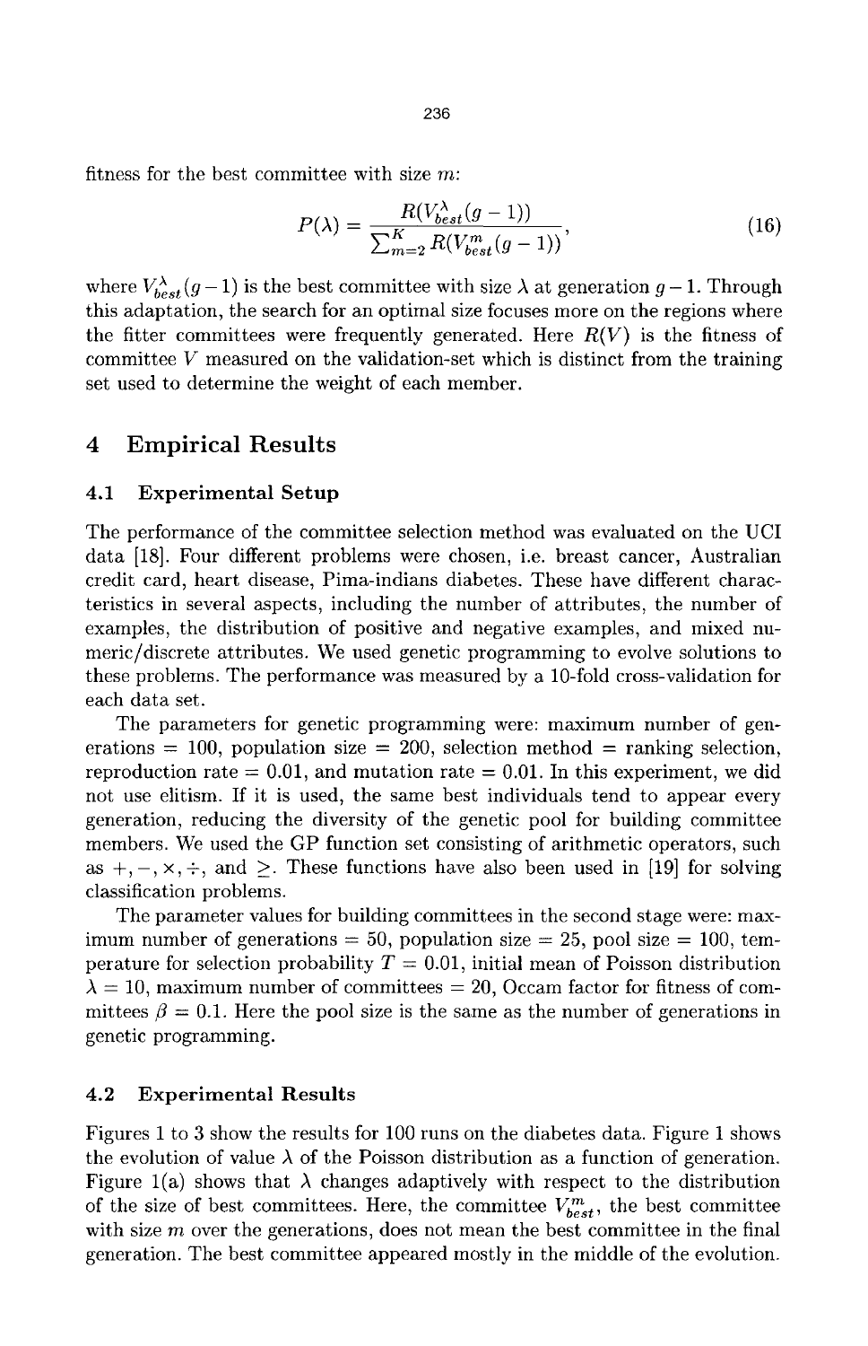fitness for the best committee with size $m$:

$$P(\lambda) = \frac{R(V_{best}^{\lambda}(g-1))}{\sum_{m=2}^{K} R(V_{best}^{m}(g-1))}, \tag{16}$$

where $V_{best}^{\lambda}(g-1)$ is the best committee with size $\lambda$ at generation $g-1$. Through this adaptation, the search for an optimal size focuses more on the regions where the fitter committees were frequently generated. Here $R(V)$ is the fitness of committee $V$ measured on the validation-set which is distinct from the training set used to determine the weight of each member.

## 4 Empirical Results

### 4.1 Experimental Setup

The performance of the committee selection method was evaluated on the UCI data [18]. Four different problems were chosen, i.e. breast cancer, Australian credit card, heart disease, Pima-indians diabetes. These have different characteristics in several aspects, including the number of attributes, the number of examples, the distribution of positive and negative examples, and mixed numeric/discrete attributes. We used genetic programming to evolve solutions to these problems. The performance was measured by a 10-fold cross-validation for each data set.

The parameters for genetic programming were: maximum number of generations = 100, population size = 200, selection method = ranking selection, reproduction rate = 0.01, and mutation rate = 0.01. In this experiment, we did not use elitism. If it is used, the same best individuals tend to appear every generation, reducing the diversity of the genetic pool for building committee members. We used the GP function set consisting of arithmetic operators, such as $+, -, \times, \div$, and $\geq$. These functions have also been used in [19] for solving classification problems.

The parameter values for building committees in the second stage were: maximum number of generations = 50, population size = 25, pool size = 100, temperature for selection probability $T = 0.01$, initial mean of Poisson distribution $\lambda = 10$, maximum number of committees = 20, Occam factor for fitness of committees $\beta = 0.1$. Here the pool size is the same as the number of generations in genetic programming.

### 4.2 Experimental Results

Figures 1 to 3 show the results for 100 runs on the diabetes data. Figure 1 shows the evolution of value $\lambda$ of the Poisson distribution as a function of generation. Figure 1(a) shows that $\lambda$ changes adaptively with respect to the distribution of the size of best committees. Here, the committee $V_{best}^{m}$, the best committee with size $m$ over the generations, does not mean the best committee in the final generation. The best committee appeared mostly in the middle of the evolution.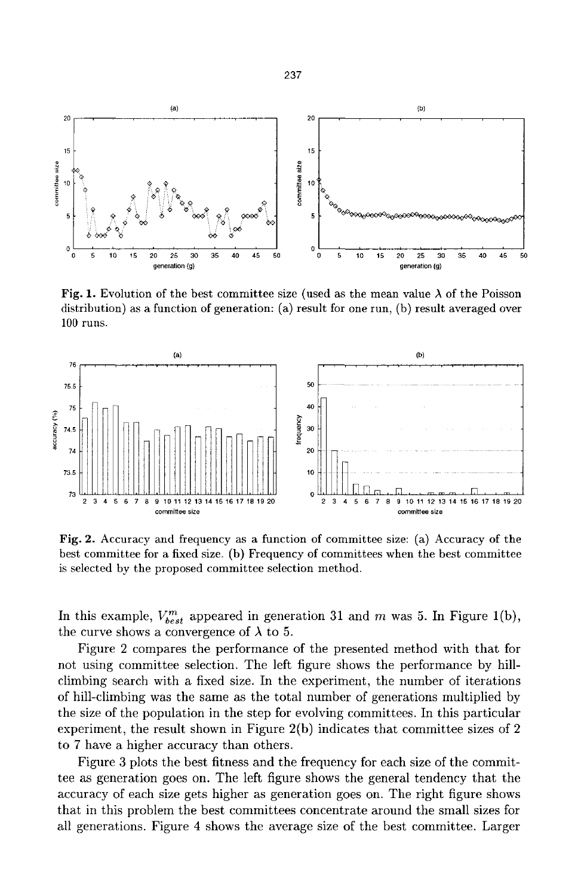Fig. 1. Evolution of the best committee size (used as the mean value $\lambda$ of the Poisson distribution) as a function of generation: (a) result for one run, (b) result averaged over 100 runs.

Fig. 2. Accuracy and frequency as a function of committee size: (a) Accuracy of the best committee for a fixed size. (b) Frequency of committees when the best committee is selected by the proposed committee selection method.

In this example, $V_{best}^{m}$ appeared in generation 31 and $m$ was 5. In Figure 1(b), the curve shows a convergence of $\lambda$ to 5.

Figure 2 compares the performance of the presented method with that for not using committee selection. The left figure shows the performance by hill-climbing search with a fixed size. In the experiment, the number of iterations of hill-climbing was the same as the total number of generations multiplied by the size of the population in the step for evolving committees. In this particular experiment, the result shown in Figure 2(b) indicates that committee sizes of 2 to 7 have a higher accuracy than others.

Figure 3 plots the best fitness and the frequency for each size of the committee as generation goes on. The left figure shows the general tendency that the accuracy of each size gets higher as generation goes on. The right figure shows that in this problem the best committees concentrate around the small sizes for all generations. Figure 4 shows the average size of the best committee. Larger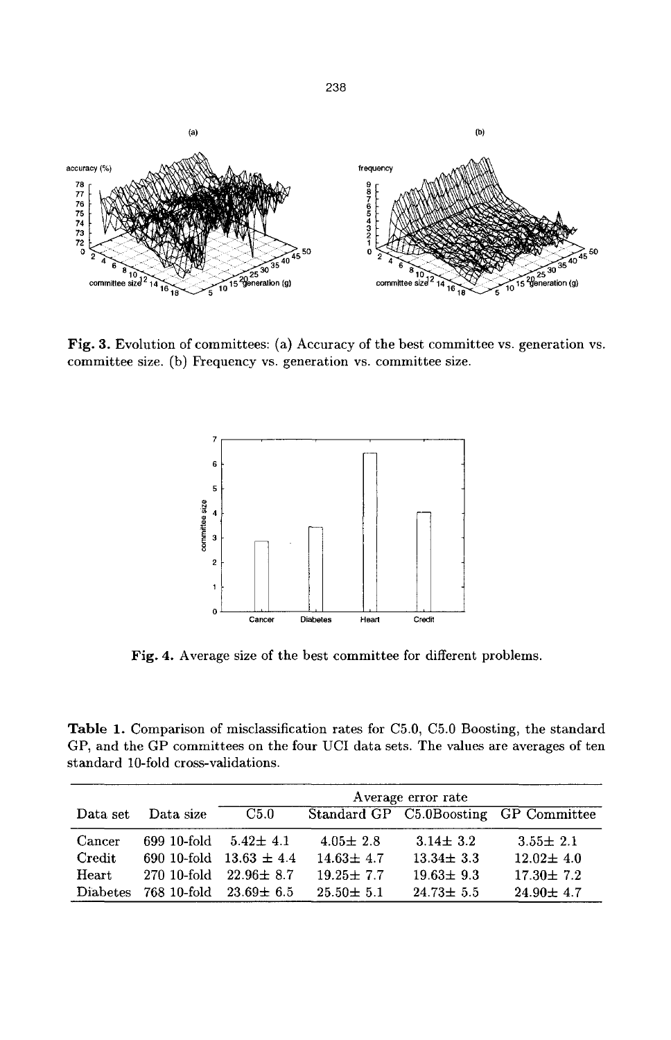**Fig. 3.** Evolution of committees: (a) Accuracy of the best committee vs. generation vs. committee size. (b) Frequency vs. generation vs. committee size.

**Fig. 4.** Average size of the best committee for different problems.

**Table 1.** Comparison of misclassification rates for C5.0, C5.0 Boosting, the standard GP, and the GP committees on the four UCI data sets. The values are averages of ten standard 10-fold cross-validations.

| Data set | Data size | Average error rate | | | |
|---|---|---|---|---|---|
| | | C5.0 | Standard GP | C5.0Boosting | GP Committee |
| Cancer | 699 10-fold | $5.42 \pm 4.1$ | $4.05 \pm 2.8$ | $3.14 \pm 3.2$ | $3.55 \pm 2.1$ |
| Credit | 690 10-fold | $13.63 \pm 4.4$ | $14.63 \pm 4.7$ | $13.34 \pm 3.3$ | $12.02 \pm 4.0$ |
| Heart | 270 10-fold | $22.96 \pm 8.7$ | $19.25 \pm 7.7$ | $19.63 \pm 9.3$ | $17.30 \pm 7.2$ |
| Diabetes | 768 10-fold | $23.69 \pm 6.5$ | $25.50 \pm 5.1$ | $24.73 \pm 5.5$ | $24.90 \pm 4.7$ |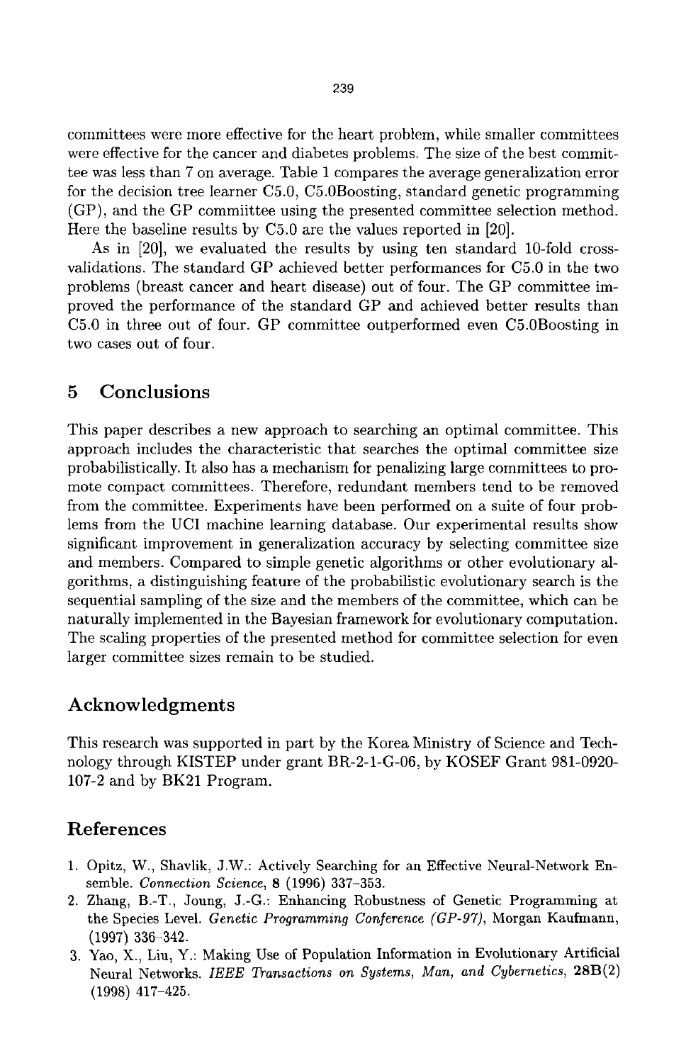committees were more effective for the heart problem, while smaller committees were effective for the cancer and diabetes problems. The size of the best committee was less than 7 on average. Table 1 compares the average generalization error for the decision tree learner C5.0, C5.0Boosting, standard genetic programming (GP), and the GP commiittee using the presented committee selection method. Here the baseline results by C5.0 are the values reported in [20].

As in [20], we evaluated the results by using ten standard 10-fold cross-validations. The standard GP achieved better performances for C5.0 in the two problems (breast cancer and heart disease) out of four. The GP committee improved the performance of the standard GP and achieved better results than C5.0 in three out of four. GP committee outperformed even C5.0Boosting in two cases out of four.

## 5 Conclusions

This paper describes a new approach to searching an optimal committee. This approach includes the characteristic that searches the optimal committee size probabilistically. It also has a mechanism for penalizing large committees to promote compact committees. Therefore, redundant members tend to be removed from the committee. Experiments have been performed on a suite of four problems from the UCI machine learning database. Our experimental results show significant improvement in generalization accuracy by selecting committee size and members. Compared to simple genetic algorithms or other evolutionary algorithms, a distinguishing feature of the probabilistic evolutionary search is the sequential sampling of the size and the members of the committee, which can be naturally implemented in the Bayesian framework for evolutionary computation. The scaling properties of the presented method for committee selection for even larger committee sizes remain to be studied.

## Acknowledgments

This research was supported in part by the Korea Ministry of Science and Technology through KISTEP under grant BR-2-1-G-06, by KOSEF Grant 981-0920-107-2 and by BK21 Program.

## References

1. Opitz, W., Shavlik, J.W.: Actively Searching for an Effective Neural-Network Ensemble. *Connection Science*, **8** (1996) 337–353.
2. Zhang, B.-T., Joung, J.-G.: Enhancing Robustness of Genetic Programming at the Species Level. *Genetic Programming Conference (GP-97)*, Morgan Kaufmann, (1997) 336–342.
3. Yao, X., Liu, Y.: Making Use of Population Information in Evolutionary Artificial Neural Networks. *IEEE Transactions on Systems, Man, and Cybernetics*, **28B**(2) (1998) 417–425.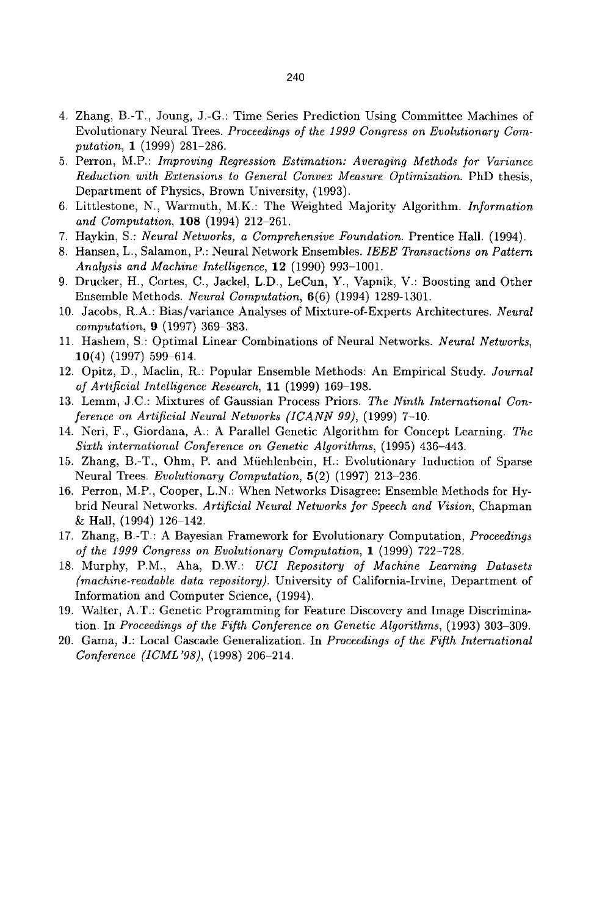4. Zhang, B.-T., Joung, J.-G.: Time Series Prediction Using Committee Machines of Evolutionary Neural Trees. *Proceedings of the 1999 Congress on Evolutionary Computation*, **1** (1999) 281–286.
5. Perron, M.P.: *Improving Regression Estimation: Averaging Methods for Variance Reduction with Extensions to General Convex Measure Optimization.* PhD thesis, Department of Physics, Brown University, (1993).
6. Littlestone, N., Warmuth, M.K.: The Weighted Majority Algorithm. *Information and Computation*, **108** (1994) 212–261.
7. Haykin, S.: *Neural Networks, a Comprehensive Foundation.* Prentice Hall. (1994).
8. Hansen, L., Salamon, P.: Neural Network Ensembles. *IEEE Transactions on Pattern Analysis and Machine Intelligence*, **12** (1990) 993–1001.
9. Drucker, H., Cortes, C., Jackel, L.D., LeCun, Y., Vapnik, V.: Boosting and Other Ensemble Methods. *Neural Computation*, **6**(6) (1994) 1289-1301.
10. Jacobs, R.A.: Bias/variance Analyses of Mixture-of-Experts Architectures. *Neural computation*, **9** (1997) 369–383.
11. Hashem, S.: Optimal Linear Combinations of Neural Networks. *Neural Networks*, **10**(4) (1997) 599–614.
12. Opitz, D., Maclin, R.: Popular Ensemble Methods: An Empirical Study. *Journal of Artificial Intelligence Research*, **11** (1999) 169–198.
13. Lemm, J.C.: Mixtures of Gaussian Process Priors. *The Ninth International Conference on Artificial Neural Networks (ICANN 99)*, (1999) 7–10.
14. Neri, F., Giordana, A.: A Parallel Genetic Algorithm for Concept Learning. *The Sixth international Conference on Genetic Algorithms*, (1995) 436–443.
15. Zhang, B.-T., Ohm, P. and Müehlenbein, H.: Evolutionary Induction of Sparse Neural Trees. *Evolutionary Computation*, **5**(2) (1997) 213–236.
16. Perron, M.P., Cooper, L.N.: When Networks Disagree: Ensemble Methods for Hybrid Neural Networks. *Artificial Neural Networks for Speech and Vision*, Chapman & Hall, (1994) 126–142.
17. Zhang, B.-T.: A Bayesian Framework for Evolutionary Computation, *Proceedings of the 1999 Congress on Evolutionary Computation*, **1** (1999) 722–728.
18. Murphy, P.M., Aha, D.W.: *UCI Repository of Machine Learning Datasets (machine-readable data repository).* University of California-Irvine, Department of Information and Computer Science, (1994).
19. Walter, A.T.: Genetic Programming for Feature Discovery and Image Discrimination. In *Proceedings of the Fifth Conference on Genetic Algorithms*, (1993) 303–309.
20. Gama, J.: Local Cascade Generalization. In *Proceedings of the Fifth International Conference (ICML'98)*, (1998) 206–214.